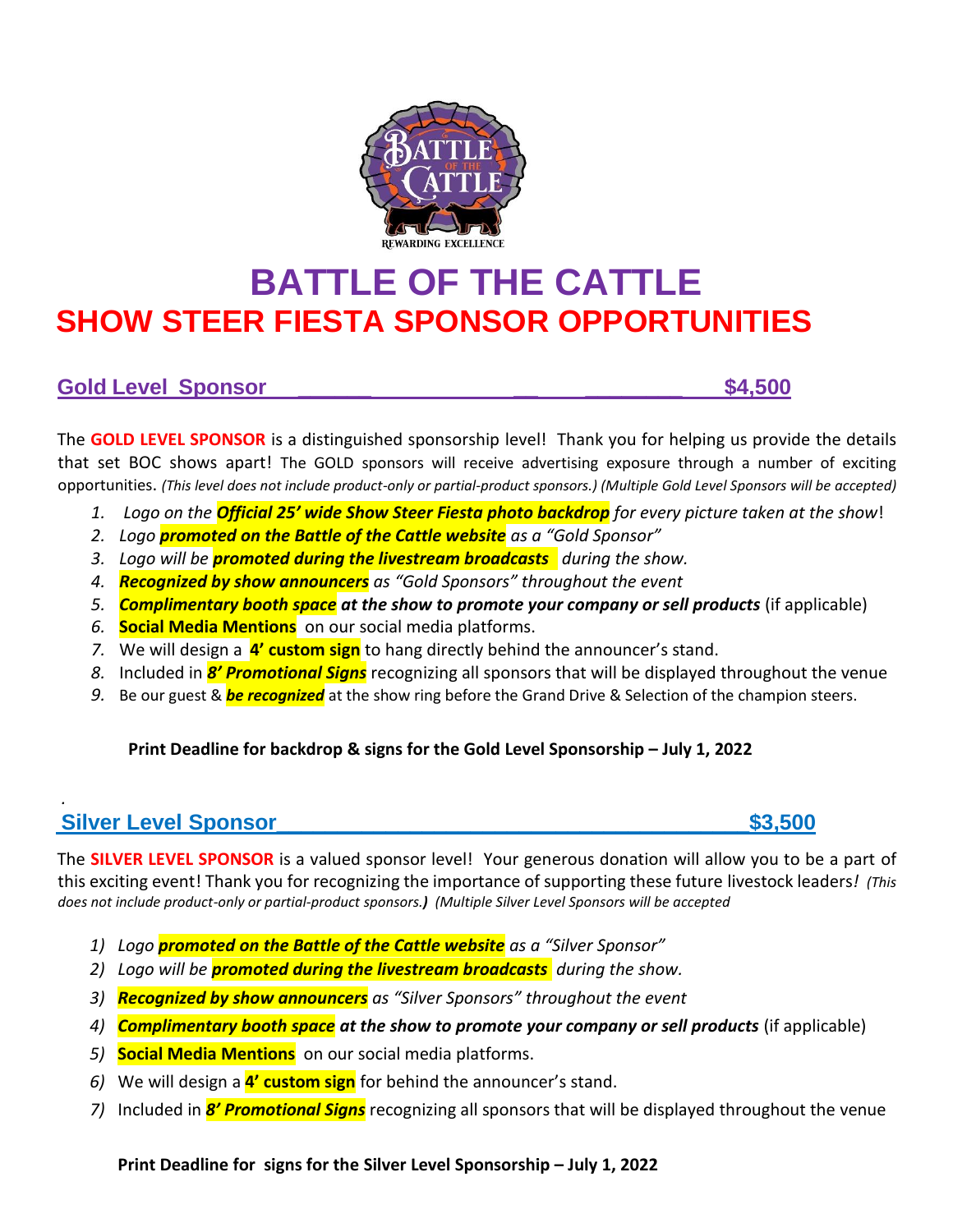# BATTLE OF THE CATTLE

## SHOW STEER FIESTA SPONSOR OPPORTUNITIES

### Gold Level Sponsor $4,500

The **GOLD LEVEL SPONSOR** is a distinguished sponsorship level! Thank you for helping us provide the details that set BOC shows apart! The GOLD sponsors will receive advertising exposure through a number of exciting opportunities. *(This level does not include product-only or partial-product sponsors.) (Multiple Gold Level Sponsors will be accepted)*

1. *Logo on the **Official 25' wide Show Steer Fiesta photo backdrop** for every picture taken at the show*!
2. *Logo **promoted on the Battle of the Cattle website** as a "Gold Sponsor"*
3. *Logo will be **promoted during the livestream broadcasts** during the show.*
4. ***Recognized by show announcers** as "Gold Sponsors" throughout the event*
5. ***Complimentary booth space at the show to promote your company or sell products*** (if applicable)
6. **Social Media Mentions** on our social media platforms.
7. We will design a **4' custom sign** to hang directly behind the announcer's stand.
8. Included in ***8' Promotional Signs*** recognizing all sponsors that will be displayed throughout the venue
9. Be our guest & ***be recognized*** at the show ring before the Grand Drive & Selection of the champion steers.

**Print Deadline for backdrop & signs for the Gold Level Sponsorship – July 1, 2022**

### Silver Level Sponsor $3,500

The **SILVER LEVEL SPONSOR** is a valued sponsor level! Your generous donation will allow you to be a part of this exciting event! Thank you for recognizing the importance of supporting these future livestock leaders*! (This does not include product-only or partial-product sponsors.) (Multiple Silver Level Sponsors will be accepted*

1) *Logo **promoted on the Battle of the Cattle website** as a "Silver Sponsor"*
2) *Logo will be **promoted during the livestream broadcasts** during the show.*
3) ***Recognized by show announcers** as "Silver Sponsors" throughout the event*
4) ***Complimentary booth space at the show to promote your company or sell products*** (if applicable)
5) **Social Media Mentions** on our social media platforms.
6) We will design a **4' custom sign** for behind the announcer's stand.
7) Included in ***8' Promotional Signs*** recognizing all sponsors that will be displayed throughout the venue

**Print Deadline for signs for the Silver Level Sponsorship – July 1, 2022**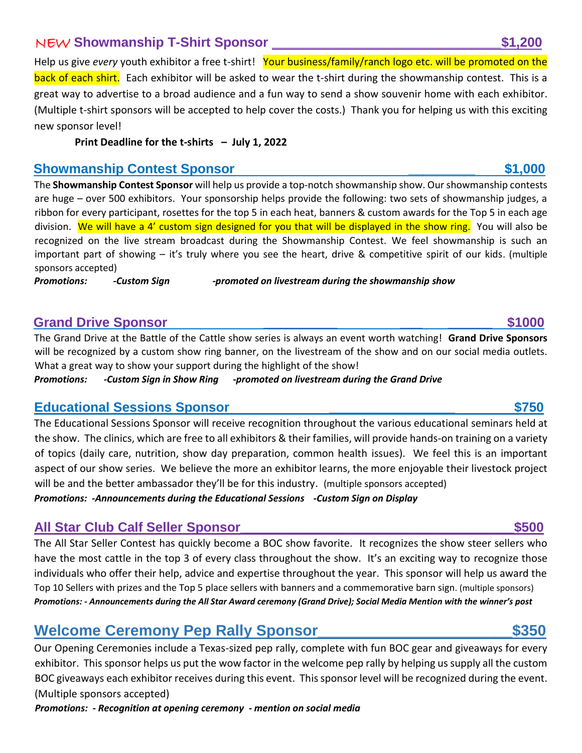## NEW Showmanship T-Shirt Sponsor ______________________________ $1,200

Help us give *every* youth exhibitor a free t-shirt! Your business/family/ranch logo etc. will be promoted on the back of each shirt. Each exhibitor will be asked to wear the t-shirt during the showmanship contest. This is a great way to advertise to a broad audience and a fun way to send a show souvenir home with each exhibitor. (Multiple t-shirt sponsors will be accepted to help cover the costs.) Thank you for helping us with this exciting new sponsor level!

**Print Deadline for the t-shirts – July 1, 2022**

## Showmanship Contest Sponsor __________ $1,000

The **Showmanship Contest Sponsor** will help us provide a top-notch showmanship show. Our showmanship contests are huge – over 500 exhibitors. Your sponsorship helps provide the following: two sets of showmanship judges, a ribbon for every participant, rosettes for the top 5 in each heat, banners & custom awards for the Top 5 in each age division. We will have a 4' custom sign designed for you that will be displayed in the show ring. You will also be recognized on the live stream broadcast during the Showmanship Contest. We feel showmanship is such an important part of showing – it's truly where you see the heart, drive & competitive spirit of our kids. (multiple sponsors accepted)

***Promotions: -Custom Sign -promoted on livestream during the showmanship show***

## Grand Drive Sponsor __________ ___ ______ $1000

The Grand Drive at the Battle of the Cattle show series is always an event worth watching! **Grand Drive Sponsors** will be recognized by a custom show ring banner, on the livestream of the show and on our social media outlets. What a great way to show your support during the highlight of the show!

***Promotions: -Custom Sign in Show Ring -promoted on livestream during the Grand Drive***

## Educational Sessions Sponsor _________________ $750

The Educational Sessions Sponsor will receive recognition throughout the various educational seminars held at the show. The clinics, which are free to all exhibitors & their families, will provide hands-on training on a variety of topics (daily care, nutrition, show day preparation, common health issues). We feel this is an important aspect of our show series. We believe the more an exhibitor learns, the more enjoyable their livestock project will be and the better ambassador they'll be for this industry. (multiple sponsors accepted)

***Promotions: -Announcements during the Educational Sessions -Custom Sign on Display***

## All Star Club Calf Seller Sponsor______________________________ $500

The All Star Seller Contest has quickly become a BOC show favorite. It recognizes the show steer sellers who have the most cattle in the top 3 of every class throughout the show. It's an exciting way to recognize those individuals who offer their help, advice and expertise throughout the year. This sponsor will help us award the Top 10 Sellers with prizes and the Top 5 place sellers with banners and a commemorative barn sign. (multiple sponsors)

***Promotions: - Announcements during the All Star Award ceremony (Grand Drive); Social Media Mention with the winner's post***

## Welcome Ceremony Pep Rally Sponsor______________________ $350

Our Opening Ceremonies include a Texas-sized pep rally, complete with fun BOC gear and giveaways for every exhibitor. This sponsor helps us put the wow factor in the welcome pep rally by helping us supply all the custom BOC giveaways each exhibitor receives during this event. This sponsor level will be recognized during the event. (Multiple sponsors accepted)

***Promotions: - Recognition at opening ceremony - mention on social media***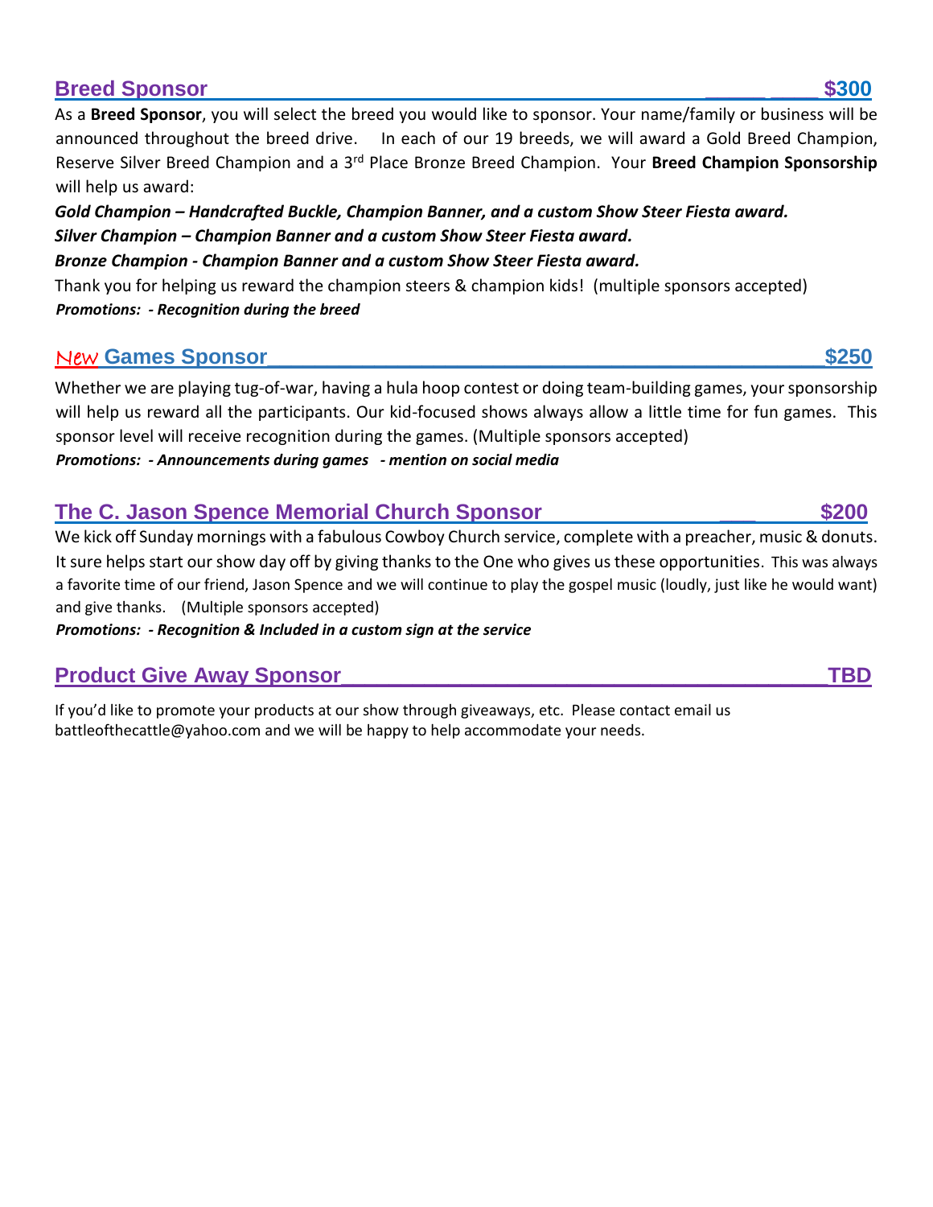## Breed Sponsor $300

As a **Breed Sponsor**, you will select the breed you would like to sponsor. Your name/family or business will be announced throughout the breed drive. In each of our 19 breeds, we will award a Gold Breed Champion, Reserve Silver Breed Champion and a 3rd Place Bronze Breed Champion. Your **Breed Champion Sponsorship** will help us award:

***Gold Champion – Handcrafted Buckle, Champion Banner, and a custom Show Steer Fiesta award.***

***Silver Champion – Champion Banner and a custom Show Steer Fiesta award.***

***Bronze Champion - Champion Banner and a custom Show Steer Fiesta award.***

Thank you for helping us reward the champion steers & champion kids! (multiple sponsors accepted)

***Promotions: - Recognition during the breed***

## New Games Sponsor $250

Whether we are playing tug-of-war, having a hula hoop contest or doing team-building games, your sponsorship will help us reward all the participants. Our kid-focused shows always allow a little time for fun games. This sponsor level will receive recognition during the games. (Multiple sponsors accepted)

***Promotions: - Announcements during games - mention on social media***

## The C. Jason Spence Memorial Church Sponsor $200

We kick off Sunday mornings with a fabulous Cowboy Church service, complete with a preacher, music & donuts. It sure helps start our show day off by giving thanks to the One who gives us these opportunities. This was always a favorite time of our friend, Jason Spence and we will continue to play the gospel music (loudly, just like he would want) and give thanks. (Multiple sponsors accepted)

***Promotions: - Recognition & Included in a custom sign at the service***

## Product Give Away Sponsor TBD

If you'd like to promote your products at our show through giveaways, etc. Please contact email us battleofthecattle@yahoo.com and we will be happy to help accommodate your needs.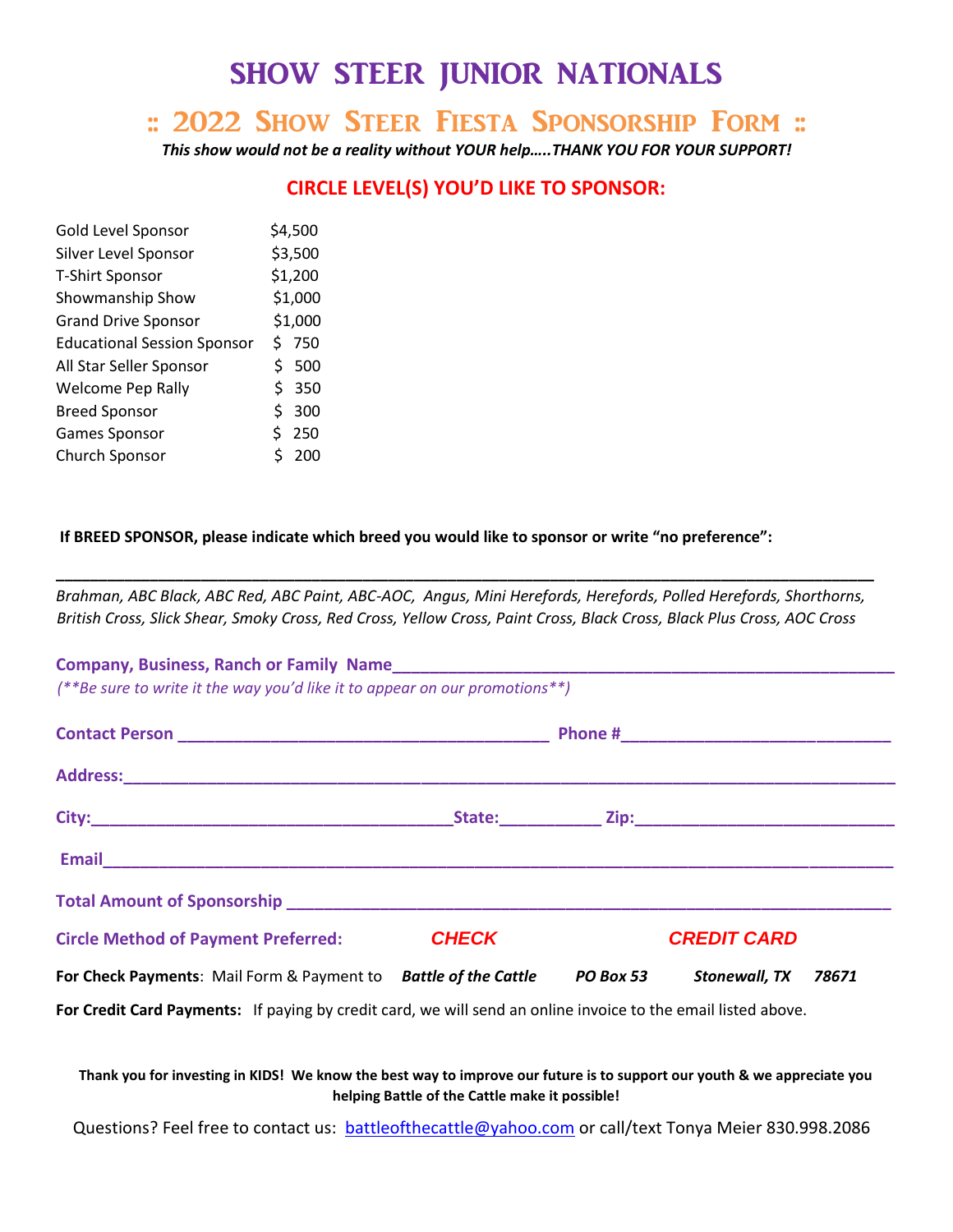# SHOW STEER JUNIOR NATIONALS

## :: 2022 Show Steer Fiesta Sponsorship Form ::

***This show would not be a reality without YOUR help…..THANK YOU FOR YOUR SUPPORT!***

**CIRCLE LEVEL(S) YOU'D LIKE TO SPONSOR:**

| | |
|---|---|
| Gold Level Sponsor | $4,500 |
| Silver Level Sponsor | $3,500 |
| T-Shirt Sponsor | $1,200 |
| Showmanship Show | $1,000 |
| Grand Drive Sponsor | $1,000 |
| Educational Session Sponsor | $ 750 |
| All Star Seller Sponsor | $ 500 |
| Welcome Pep Rally | $ 350 |
| Breed Sponsor | $ 300 |
| Games Sponsor | $ 250 |
| Church Sponsor | $ 200 |

**If BREED SPONSOR, please indicate which breed you would like to sponsor or write "no preference":**

______________________________________________________________________________________

*Brahman, ABC Black, ABC Red, ABC Paint, ABC-AOC, Angus, Mini Herefords, Herefords, Polled Herefords, Shorthorns, British Cross, Slick Shear, Smoky Cross, Red Cross, Yellow Cross, Paint Cross, Black Cross, Black Plus Cross, AOC Cross*

**Company, Business, Ranch or Family Name**_____________________________________________________

*(\*\*Be sure to write it the way you'd like it to appear on our promotions\*\*)*

**Contact Person** ________________________________________ **Phone #**____________________________

**Address:**____________________________________________________________________________________

**City:**________________________________________**State:**___________ **Zip:**___________________________

**Email**_______________________________________________________________________________________

**Total Amount of Sponsorship** ___________________________________________________________________

**Circle Method of Payment Preferred:** ***CHECK*** ***CREDIT CARD***

**For Check Payments**: Mail Form & Payment to ***Battle of the Cattle PO Box 53 Stonewall, TX 78671***

**For Credit Card Payments:** If paying by credit card, we will send an online invoice to the email listed above.

**Thank you for investing in KIDS! We know the best way to improve our future is to support our youth & we appreciate you helping Battle of the Cattle make it possible!**

Questions? Feel free to contact us: battleofthecattle@yahoo.com or call/text Tonya Meier 830.998.2086